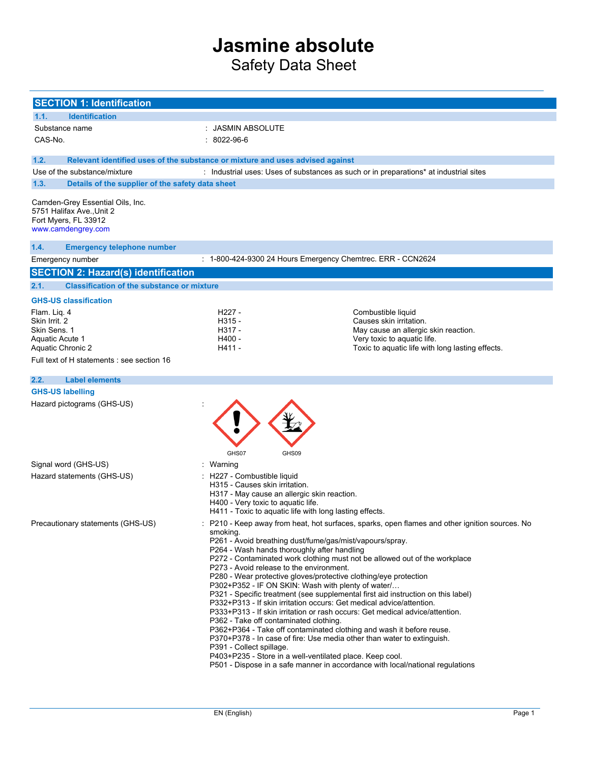// Jasmine absolute

# Jasmine absolute

Safety Data Sheet

## SECTION 1: Identification

### 1.1. Identification

Substance name : JASMIN ABSOLUTE

CAS-No. : 8022-96-6

### 1.2. Relevant identified uses of the substance or mixture and uses advised against

Use of the substance/mixture : Industrial uses: Uses of substances as such or in preparations* at industrial sites

### 1.3. Details of the supplier of the safety data sheet

Camden-Grey Essential Oils, Inc.
5751 Halifax Ave.,Unit 2
Fort Myers, FL 33912
www.camdengrey.com

### 1.4. Emergency telephone number

Emergency number : 1-800-424-9300 24 Hours Emergency Chemtrec. ERR - CCN2624

## SECTION 2: Hazard(s) identification

### 2.1. Classification of the substance or mixture

**GHS-US classification**

| | | |
|---|---|---|
| Flam. Liq. 4 | H227 - | Combustible liquid |
| Skin Irrit. 2 | H315 - | Causes skin irritation. |
| Skin Sens. 1 | H317 - | May cause an allergic skin reaction. |
| Aquatic Acute 1 | H400 - | Very toxic to aquatic life. |
| Aquatic Chronic 2 | H411 - | Toxic to aquatic life with long lasting effects. |

Full text of H statements : see section 16

### 2.2. Label elements

**GHS-US labelling**

Hazard pictograms (GHS-US) : GHS07 GHS09

Signal word (GHS-US) : Warning

Hazard statements (GHS-US) :
H227 - Combustible liquid
H315 - Causes skin irritation.
H317 - May cause an allergic skin reaction.
H400 - Very toxic to aquatic life.
H411 - Toxic to aquatic life with long lasting effects.

Precautionary statements (GHS-US) :
P210 - Keep away from heat, hot surfaces, sparks, open flames and other ignition sources. No smoking.
P261 - Avoid breathing dust/fume/gas/mist/vapours/spray.
P264 - Wash hands thoroughly after handling
P272 - Contaminated work clothing must not be allowed out of the workplace
P273 - Avoid release to the environment.
P280 - Wear protective gloves/protective clothing/eye protection
P302+P352 - IF ON SKIN: Wash with plenty of water/…
P321 - Specific treatment (see supplemental first aid instruction on this label)
P332+P313 - If skin irritation occurs: Get medical advice/attention.
P333+P313 - If skin irritation or rash occurs: Get medical advice/attention.
P362 - Take off contaminated clothing.
P362+P364 - Take off contaminated clothing and wash it before reuse.
P370+P378 - In case of fire: Use media other than water to extinguish.
P391 - Collect spillage.
P403+P235 - Store in a well-ventilated place. Keep cool.
P501 - Dispose in a safe manner in accordance with local/national regulations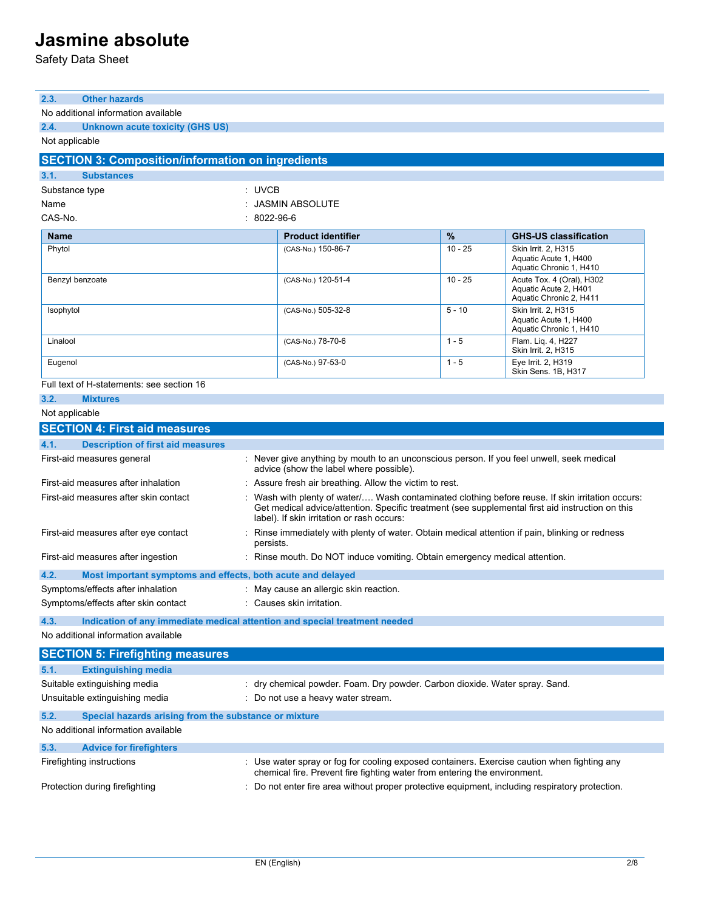### 2.3. Other hazards

No additional information available

### 2.4. Unknown acute toxicity (GHS US)

Not applicable

## SECTION 3: Composition/information on ingredients

### 3.1. Substances

Substance type : UVCB

Name : JASMIN ABSOLUTE

CAS-No. : 8022-96-6

| Name | Product identifier | % | GHS-US classification |
|---|---|---|---|
| Phytol | (CAS-No.) 150-86-7 | 10 - 25 | Skin Irrit. 2, H315<br>Aquatic Acute 1, H400<br>Aquatic Chronic 1, H410 |
| Benzyl benzoate | (CAS-No.) 120-51-4 | 10 - 25 | Acute Tox. 4 (Oral), H302<br>Aquatic Acute 2, H401<br>Aquatic Chronic 2, H411 |
| Isophytol | (CAS-No.) 505-32-8 | 5 - 10 | Skin Irrit. 2, H315<br>Aquatic Acute 1, H400<br>Aquatic Chronic 1, H410 |
| Linalool | (CAS-No.) 78-70-6 | 1 - 5 | Flam. Liq. 4, H227<br>Skin Irrit. 2, H315 |
| Eugenol | (CAS-No.) 97-53-0 | 1 - 5 | Eye Irrit. 2, H319<br>Skin Sens. 1B, H317 |

Full text of H-statements: see section 16

### 3.2. Mixtures

Not applicable

## SECTION 4: First aid measures

### 4.1. Description of first aid measures

First-aid measures general : Never give anything by mouth to an unconscious person. If you feel unwell, seek medical advice (show the label where possible).

First-aid measures after inhalation : Assure fresh air breathing. Allow the victim to rest.

First-aid measures after skin contact : Wash with plenty of water/…. Wash contaminated clothing before reuse. If skin irritation occurs: Get medical advice/attention. Specific treatment (see supplemental first aid instruction on this label). If skin irritation or rash occurs:

First-aid measures after eye contact : Rinse immediately with plenty of water. Obtain medical attention if pain, blinking or redness persists.

First-aid measures after ingestion : Rinse mouth. Do NOT induce vomiting. Obtain emergency medical attention.

### 4.2. Most important symptoms and effects, both acute and delayed

Symptoms/effects after inhalation : May cause an allergic skin reaction.

Symptoms/effects after skin contact : Causes skin irritation.

### 4.3. Indication of any immediate medical attention and special treatment needed

No additional information available

## SECTION 5: Firefighting measures

### 5.1. Extinguishing media

Suitable extinguishing media : dry chemical powder. Foam. Dry powder. Carbon dioxide. Water spray. Sand.

Unsuitable extinguishing media : Do not use a heavy water stream.

### 5.2. Special hazards arising from the substance or mixture

No additional information available

### 5.3. Advice for firefighters

Firefighting instructions : Use water spray or fog for cooling exposed containers. Exercise caution when fighting any chemical fire. Prevent fire fighting water from entering the environment.

Protection during firefighting : Do not enter fire area without proper protective equipment, including respiratory protection.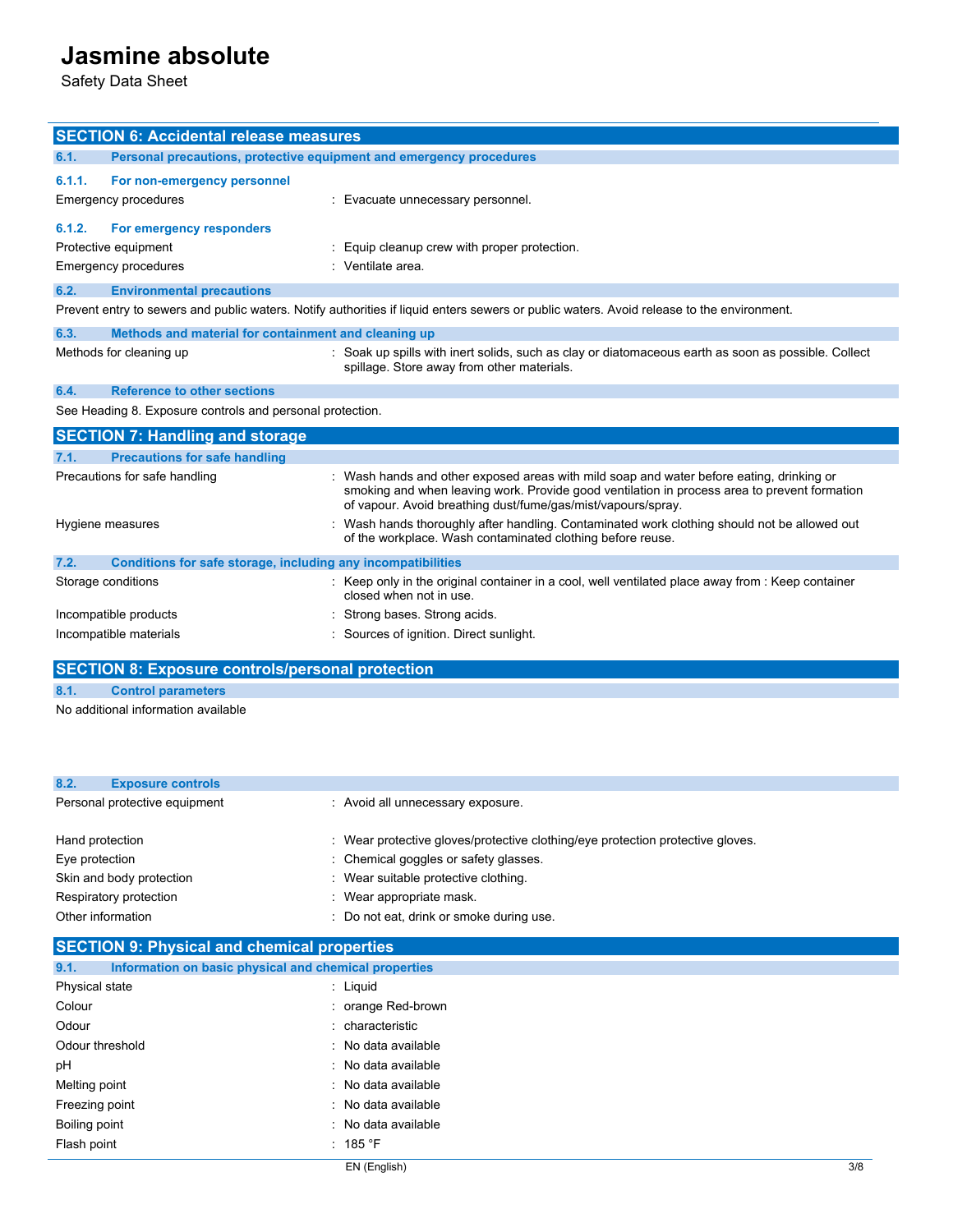## SECTION 6: Accidental release measures

### 6.1. Personal precautions, protective equipment and emergency procedures

#### 6.1.1. For non-emergency personnel

| | |
|---|---|
| Emergency procedures | : Evacuate unnecessary personnel. |

#### 6.1.2. For emergency responders

| | |
|---|---|
| Protective equipment | : Equip cleanup crew with proper protection. |
| Emergency procedures | : Ventilate area. |

### 6.2. Environmental precautions

Prevent entry to sewers and public waters. Notify authorities if liquid enters sewers or public waters. Avoid release to the environment.

### 6.3. Methods and material for containment and cleaning up

| | |
|---|---|
| Methods for cleaning up | : Soak up spills with inert solids, such as clay or diatomaceous earth as soon as possible. Collect spillage. Store away from other materials. |

### 6.4. Reference to other sections

See Heading 8. Exposure controls and personal protection.

## SECTION 7: Handling and storage

### 7.1. Precautions for safe handling

| | |
|---|---|
| Precautions for safe handling | : Wash hands and other exposed areas with mild soap and water before eating, drinking or smoking and when leaving work. Provide good ventilation in process area to prevent formation of vapour. Avoid breathing dust/fume/gas/mist/vapours/spray. |
| Hygiene measures | : Wash hands thoroughly after handling. Contaminated work clothing should not be allowed out of the workplace. Wash contaminated clothing before reuse. |

### 7.2. Conditions for safe storage, including any incompatibilities

| | |
|---|---|
| Storage conditions | : Keep only in the original container in a cool, well ventilated place away from : Keep container closed when not in use. |
| Incompatible products | : Strong bases. Strong acids. |
| Incompatible materials | : Sources of ignition. Direct sunlight. |

## SECTION 8: Exposure controls/personal protection

### 8.1. Control parameters

No additional information available

### 8.2. Exposure controls

| | |
|---|---|
| Personal protective equipment | : Avoid all unnecessary exposure. |
| Hand protection | : Wear protective gloves/protective clothing/eye protection protective gloves. |
| Eye protection | : Chemical goggles or safety glasses. |
| Skin and body protection | : Wear suitable protective clothing. |
| Respiratory protection | : Wear appropriate mask. |
| Other information | : Do not eat, drink or smoke during use. |

## SECTION 9: Physical and chemical properties

### 9.1. Information on basic physical and chemical properties

| | |
|---|---|
| Physical state | : Liquid |
| Colour | : orange Red-brown |
| Odour | : characteristic |
| Odour threshold | : No data available |
| pH | : No data available |
| Melting point | : No data available |
| Freezing point | : No data available |
| Boiling point | : No data available |
| Flash point | : 185 °F |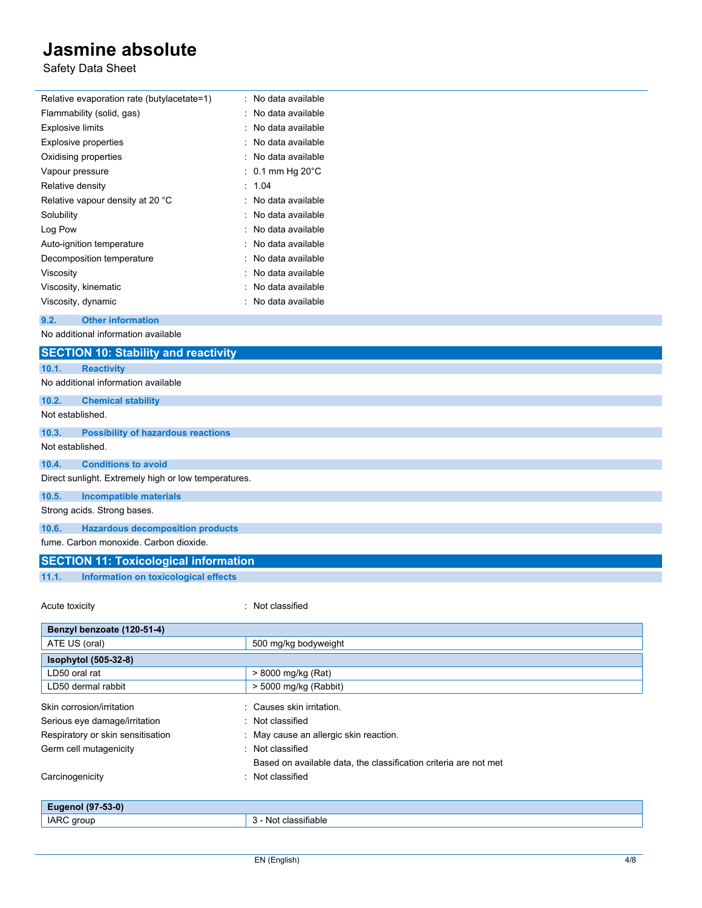| | |
|---|---|
| Relative evaporation rate (butylacetate=1) | : No data available |
| Flammability (solid, gas) | : No data available |
| Explosive limits | : No data available |
| Explosive properties | : No data available |
| Oxidising properties | : No data available |
| Vapour pressure | : 0.1 mm Hg 20°C |
| Relative density | : 1.04 |
| Relative vapour density at 20 °C | : No data available |
| Solubility | : No data available |
| Log Pow | : No data available |
| Auto-ignition temperature | : No data available |
| Decomposition temperature | : No data available |
| Viscosity | : No data available |
| Viscosity, kinematic | : No data available |
| Viscosity, dynamic | : No data available |

### 9.2. Other information

No additional information available

## SECTION 10: Stability and reactivity

### 10.1. Reactivity

No additional information available

### 10.2. Chemical stability

Not established.

### 10.3. Possibility of hazardous reactions

Not established.

### 10.4. Conditions to avoid

Direct sunlight. Extremely high or low temperatures.

### 10.5. Incompatible materials

Strong acids. Strong bases.

### 10.6. Hazardous decomposition products

fume. Carbon monoxide. Carbon dioxide.

## SECTION 11: Toxicological information

### 11.1. Information on toxicological effects

Acute toxicity : Not classified

| Benzyl benzoate (120-51-4) | |
|---|---|
| ATE US (oral) | 500 mg/kg bodyweight |

| Isophytol (505-32-8) | |
|---|---|
| LD50 oral rat | > 8000 mg/kg (Rat) |
| LD50 dermal rabbit | > 5000 mg/kg (Rabbit) |

| | |
|---|---|
| Skin corrosion/irritation | : Causes skin irritation. |
| Serious eye damage/irritation | : Not classified |
| Respiratory or skin sensitisation | : May cause an allergic skin reaction. |
| Germ cell mutagenicity | : Not classified<br>Based on available data, the classification criteria are not met |
| Carcinogenicity | : Not classified |

| Eugenol (97-53-0) | |
|---|---|
| IARC group | 3 - Not classifiable |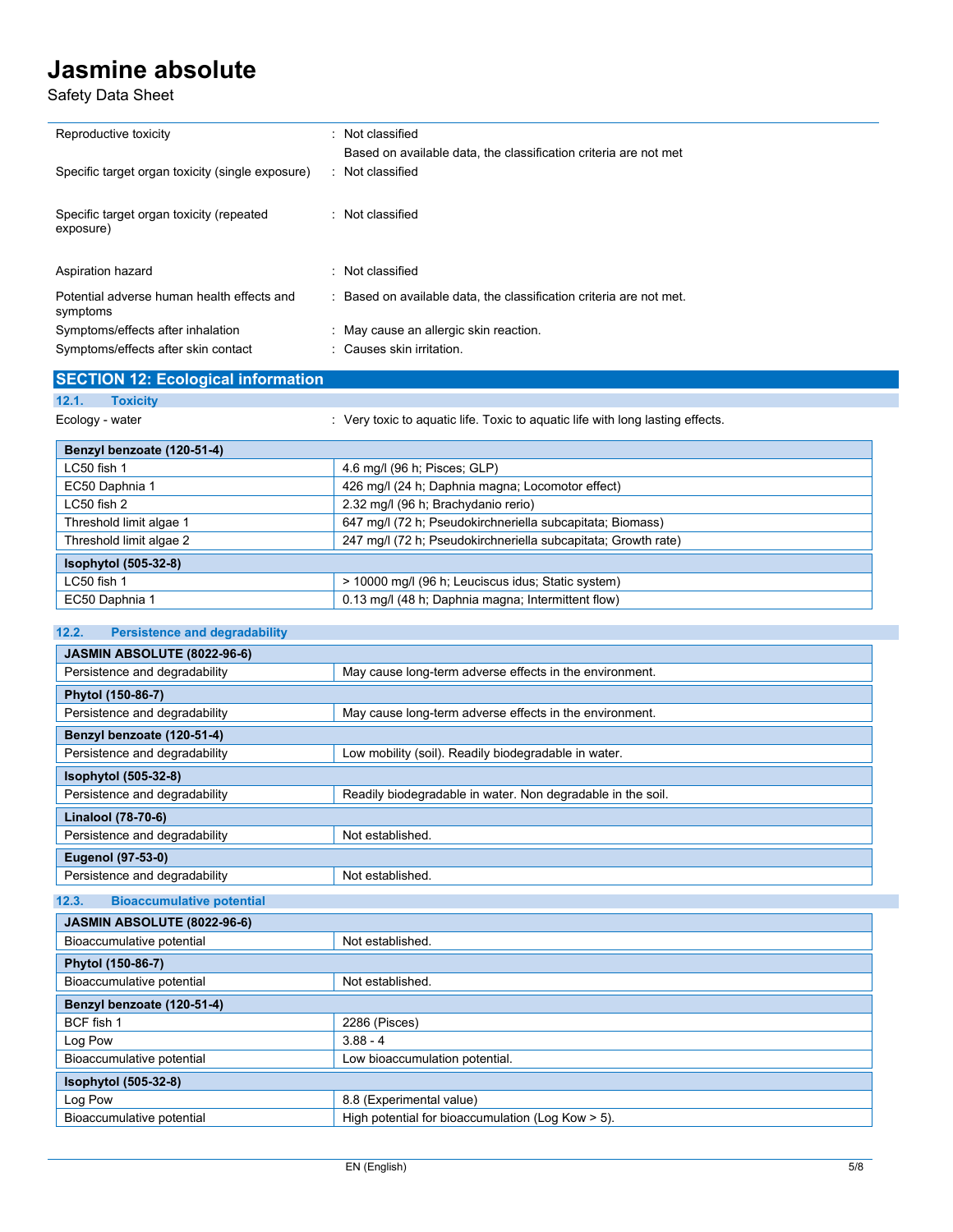| | |
|---|---|
| Reproductive toxicity | : Not classified<br>Based on available data, the classification criteria are not met |
| Specific target organ toxicity (single exposure) | : Not classified |
| Specific target organ toxicity (repeated exposure) | : Not classified |
| Aspiration hazard | : Not classified |
| Potential adverse human health effects and symptoms | : Based on available data, the classification criteria are not met. |
| Symptoms/effects after inhalation | : May cause an allergic skin reaction. |
| Symptoms/effects after skin contact | : Causes skin irritation. |

## SECTION 12: Ecological information

### 12.1. Toxicity

Ecology - water : Very toxic to aquatic life. Toxic to aquatic life with long lasting effects.

| Benzyl benzoate (120-51-4) | |
|---|---|
| LC50 fish 1 | 4.6 mg/l (96 h; Pisces; GLP) |
| EC50 Daphnia 1 | 426 mg/l (24 h; Daphnia magna; Locomotor effect) |
| LC50 fish 2 | 2.32 mg/l (96 h; Brachydanio rerio) |
| Threshold limit algae 1 | 647 mg/l (72 h; Pseudokirchneriella subcapitata; Biomass) |
| Threshold limit algae 2 | 247 mg/l (72 h; Pseudokirchneriella subcapitata; Growth rate) |
| **Isophytol (505-32-8)** | |
| LC50 fish 1 | > 10000 mg/l (96 h; Leuciscus idus; Static system) |
| EC50 Daphnia 1 | 0.13 mg/l (48 h; Daphnia magna; Intermittent flow) |

### 12.2. Persistence and degradability

| JASMIN ABSOLUTE (8022-96-6) | |
|---|---|
| Persistence and degradability | May cause long-term adverse effects in the environment. |
| **Phytol (150-86-7)** | |
| Persistence and degradability | May cause long-term adverse effects in the environment. |
| **Benzyl benzoate (120-51-4)** | |
| Persistence and degradability | Low mobility (soil). Readily biodegradable in water. |
| **Isophytol (505-32-8)** | |
| Persistence and degradability | Readily biodegradable in water. Non degradable in the soil. |
| **Linalool (78-70-6)** | |
| Persistence and degradability | Not established. |
| **Eugenol (97-53-0)** | |
| Persistence and degradability | Not established. |

### 12.3. Bioaccumulative potential

| JASMIN ABSOLUTE (8022-96-6) | |
|---|---|
| Bioaccumulative potential | Not established. |
| **Phytol (150-86-7)** | |
| Bioaccumulative potential | Not established. |
| **Benzyl benzoate (120-51-4)** | |
| BCF fish 1 | 2286 (Pisces) |
| Log Pow | 3.88 - 4 |
| Bioaccumulative potential | Low bioaccumulation potential. |
| **Isophytol (505-32-8)** | |
| Log Pow | 8.8 (Experimental value) |
| Bioaccumulative potential | High potential for bioaccumulation (Log Kow > 5). |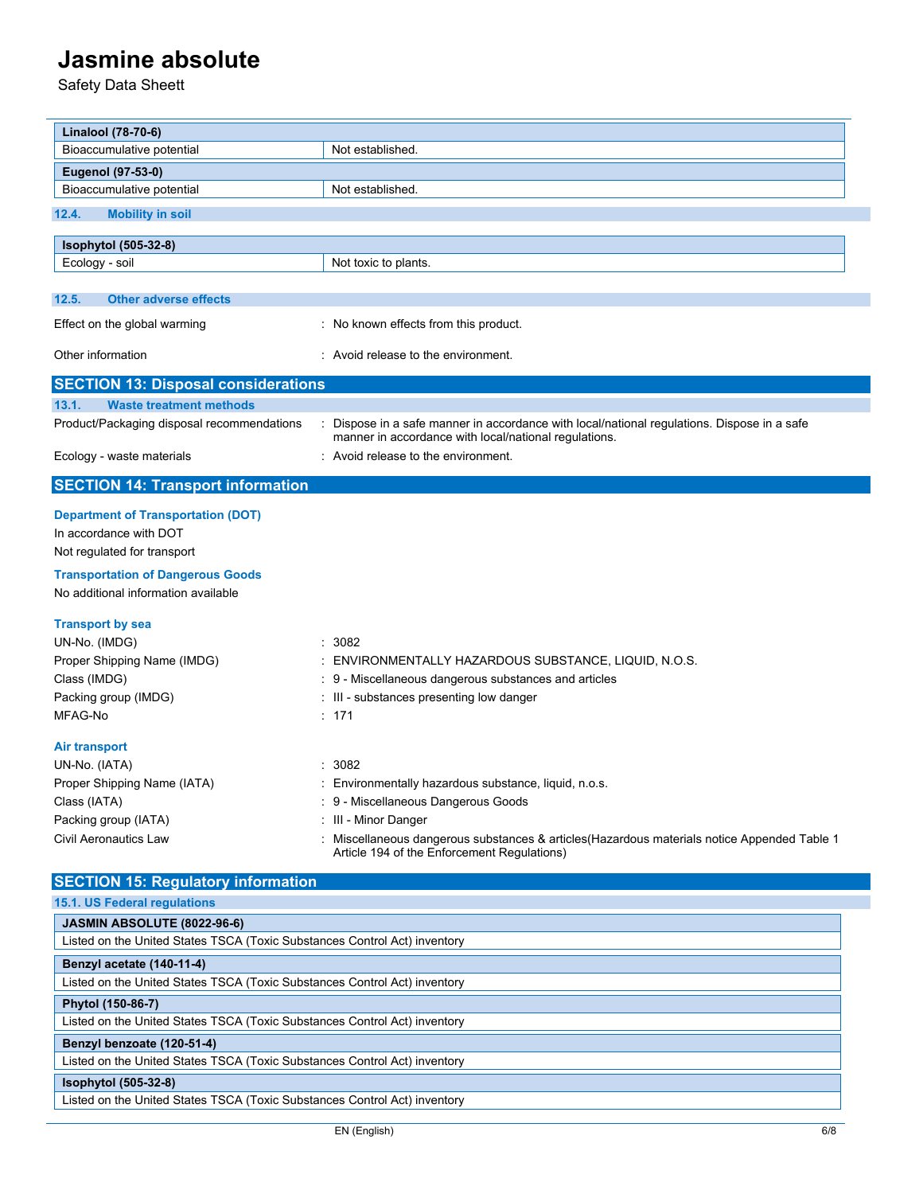| Linalool (78-70-6) | |
|---|---|
| Bioaccumulative potential | Not established. |

| Eugenol (97-53-0) | |
|---|---|
| Bioaccumulative potential | Not established. |

### 12.4. Mobility in soil

| Isophytol (505-32-8) | |
|---|---|
| Ecology - soil | Not toxic to plants. |

### 12.5. Other adverse effects

Effect on the global warming : No known effects from this product.

Other information : Avoid release to the environment.

## SECTION 13: Disposal considerations

### 13.1. Waste treatment methods

Product/Packaging disposal recommendations : Dispose in a safe manner in accordance with local/national regulations. Dispose in a safe manner in accordance with local/national regulations.

Ecology - waste materials : Avoid release to the environment.

## SECTION 14: Transport information

**Department of Transportation (DOT)**

In accordance with DOT

Not regulated for transport

**Transportation of Dangerous Goods**

No additional information available

**Transport by sea**

UN-No. (IMDG) : 3082

Proper Shipping Name (IMDG) : ENVIRONMENTALLY HAZARDOUS SUBSTANCE, LIQUID, N.O.S.

Class (IMDG) : 9 - Miscellaneous dangerous substances and articles

Packing group (IMDG) : III - substances presenting low danger

MFAG-No : 171

**Air transport**

UN-No. (IATA) : 3082

Proper Shipping Name (IATA) : Environmentally hazardous substance, liquid, n.o.s.

Class (IATA) : 9 - Miscellaneous Dangerous Goods

Packing group (IATA) : III - Minor Danger

Civil Aeronautics Law : Miscellaneous dangerous substances & articles(Hazardous materials notice Appended Table 1 Article 194 of the Enforcement Regulations)

## SECTION 15: Regulatory information

### 15.1. US Federal regulations

| JASMIN ABSOLUTE (8022-96-6) |
|---|
| Listed on the United States TSCA (Toxic Substances Control Act) inventory |

| Benzyl acetate (140-11-4) |
|---|
| Listed on the United States TSCA (Toxic Substances Control Act) inventory |

| Phytol (150-86-7) |
|---|
| Listed on the United States TSCA (Toxic Substances Control Act) inventory |

| Benzyl benzoate (120-51-4) |
|---|
| Listed on the United States TSCA (Toxic Substances Control Act) inventory |

| Isophytol (505-32-8) |
|---|
| Listed on the United States TSCA (Toxic Substances Control Act) inventory |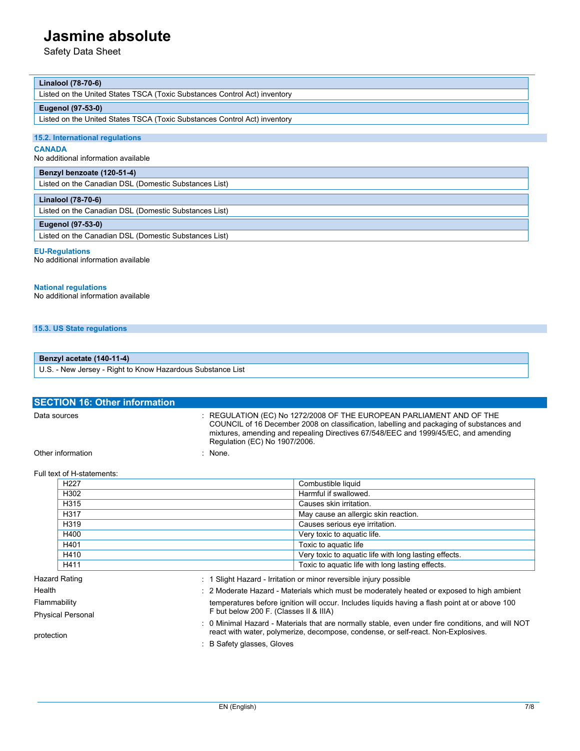| Linalool (78-70-6) |
| --- |
| Listed on the United States TSCA (Toxic Substances Control Act) inventory |

| Eugenol (97-53-0) |
| --- |
| Listed on the United States TSCA (Toxic Substances Control Act) inventory |

### 15.2. International regulations

**CANADA**

No additional information available

| Benzyl benzoate (120-51-4) |
| --- |
| Listed on the Canadian DSL (Domestic Substances List) |

| Linalool (78-70-6) |
| --- |
| Listed on the Canadian DSL (Domestic Substances List) |

| Eugenol (97-53-0) |
| --- |
| Listed on the Canadian DSL (Domestic Substances List) |

**EU-Regulations**

No additional information available

**National regulations**

No additional information available

### 15.3. US State regulations

| Benzyl acetate (140-11-4) |
| --- |
| U.S. - New Jersey - Right to Know Hazardous Substance List |

## SECTION 16: Other information

Data sources : REGULATION (EC) No 1272/2008 OF THE EUROPEAN PARLIAMENT AND OF THE COUNCIL of 16 December 2008 on classification, labelling and packaging of substances and mixtures, amending and repealing Directives 67/548/EEC and 1999/45/EC, and amending Regulation (EC) No 1907/2006.

Other information : None.

Full text of H-statements:

| | |
| --- | --- |
| H227 | Combustible liquid |
| H302 | Harmful if swallowed. |
| H315 | Causes skin irritation. |
| H317 | May cause an allergic skin reaction. |
| H319 | Causes serious eye irritation. |
| H400 | Very toxic to aquatic life. |
| H401 | Toxic to aquatic life |
| H410 | Very toxic to aquatic life with long lasting effects. |
| H411 | Toxic to aquatic life with long lasting effects. |

Hazard Rating

Health : 1 Slight Hazard - Irritation or minor reversible injury possible

Flammability : 2 Moderate Hazard - Materials which must be moderately heated or exposed to high ambient temperatures before ignition will occur. Includes liquids having a flash point at or above 100 F but below 200 F. (Classes II & IIIA)

Physical : 0 Minimal Hazard - Materials that are normally stable, even under fire conditions, and will NOT react with water, polymerize, decompose, condense, or self-react. Non-Explosives.

Personal protection : B Safety glasses, Gloves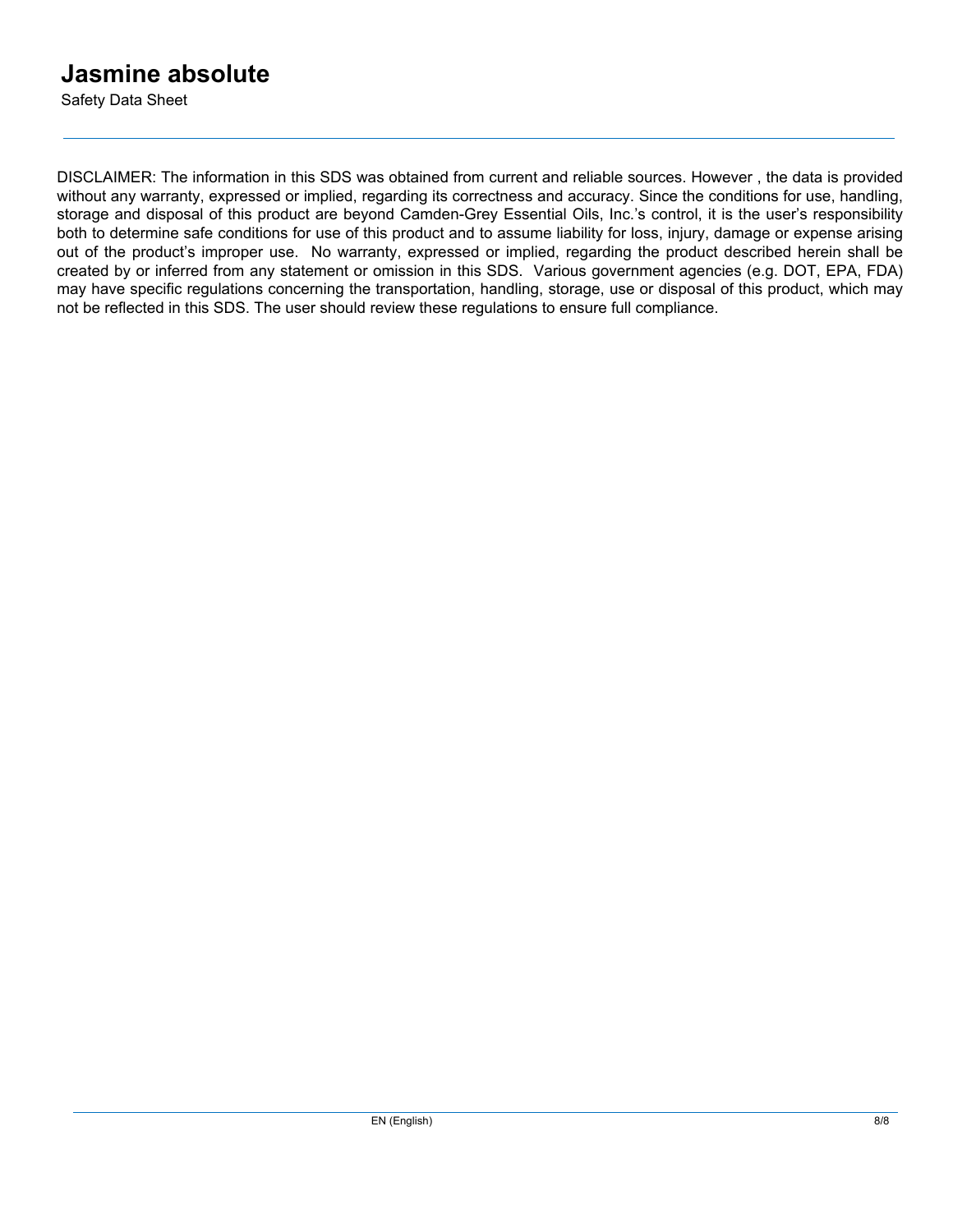DISCLAIMER: The information in this SDS was obtained from current and reliable sources. However , the data is provided without any warranty, expressed or implied, regarding its correctness and accuracy. Since the conditions for use, handling, storage and disposal of this product are beyond Camden-Grey Essential Oils, Inc.'s control, it is the user's responsibility both to determine safe conditions for use of this product and to assume liability for loss, injury, damage or expense arising out of the product's improper use. No warranty, expressed or implied, regarding the product described herein shall be created by or inferred from any statement or omission in this SDS. Various government agencies (e.g. DOT, EPA, FDA) may have specific regulations concerning the transportation, handling, storage, use or disposal of this product, which may not be reflected in this SDS. The user should review these regulations to ensure full compliance.